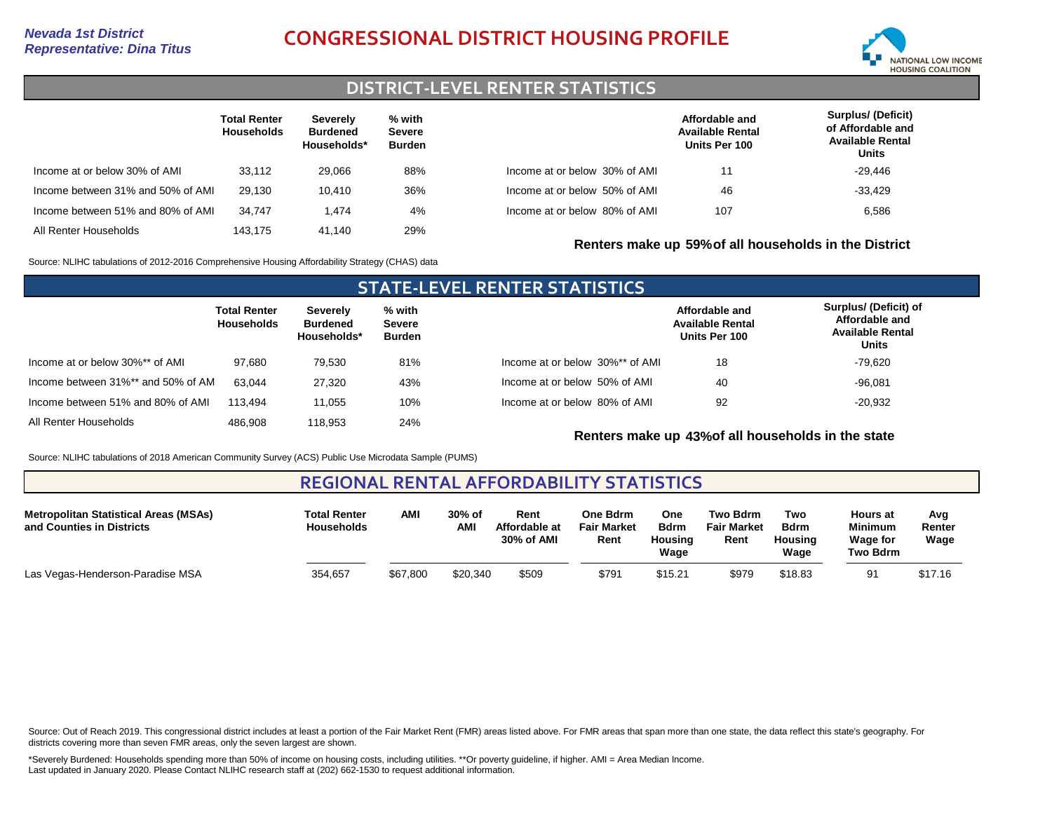*Nevada 1st District*
*Representative: Dina Titus*

# CONGRESSIONAL DISTRICT HOUSING PROFILE

NATIONAL LOW INCOME HOUSING COALITION

## DISTRICT-LEVEL RENTER STATISTICS

| | Total Renter Households | Severely Burdened Households* | % with Severe Burden |
|---|---|---|---|
| Income at or below 30% of AMI | 33,112 | 29,066 | 88% |
| Income between 31% and 50% of AMI | 29,130 | 10,410 | 36% |
| Income between 51% and 80% of AMI | 34,747 | 1,474 | 4% |
| All Renter Households | 143,175 | 41,140 | 29% |

| | Affordable and Available Rental Units Per 100 | Surplus/ (Deficit) of Affordable and Available Rental Units |
|---|---|---|
| Income at or below 30% of AMI | 11 | -29,446 |
| Income at or below 50% of AMI | 46 | -33,429 |
| Income at or below 80% of AMI | 107 | 6,586 |

**Renters make up 59% of all households in the District**

Source: NLIHC tabulations of 2012-2016 Comprehensive Housing Affordability Strategy (CHAS) data

## STATE-LEVEL RENTER STATISTICS

| | Total Renter Households | Severely Burdened Households* | % with Severe Burden |
|---|---|---|---|
| Income at or below 30%** of AMI | 97,680 | 79,530 | 81% |
| Income between 31%** and 50% of AM | 63,044 | 27,320 | 43% |
| Income between 51% and 80% of AMI | 113,494 | 11,055 | 10% |
| All Renter Households | 486,908 | 118,953 | 24% |

| | Affordable and Available Rental Units Per 100 | Surplus/ (Deficit) of Affordable and Available Rental Units |
|---|---|---|
| Income at or below 30%** of AMI | 18 | -79,620 |
| Income at or below 50% of AMI | 40 | -96,081 |
| Income at or below 80% of AMI | 92 | -20,932 |

**Renters make up 43% of all households in the state**

Source: NLIHC tabulations of 2018 American Community Survey (ACS) Public Use Microdata Sample (PUMS)

## REGIONAL RENTAL AFFORDABILITY STATISTICS

| Metropolitan Statistical Areas (MSAs) and Counties in Districts | Total Renter Households | AMI | 30% of AMI | Rent Affordable at 30% of AMI | One Bdrm Fair Market Rent | One Bdrm Housing Wage | Two Bdrm Fair Market Rent | Two Bdrm Housing Wage | Hours at Minimum Wage for Two Bdrm | Avg Renter Wage |
|---|---|---|---|---|---|---|---|---|---|---|
| Las Vegas-Henderson-Paradise MSA | 354,657 | $67,800 | $20,340 | $509 | $791 | $15.21 | $979 | $18.83 | 91 | $17.16 |

Source: Out of Reach 2019. This congressional district includes at least a portion of the Fair Market Rent (FMR) areas listed above. For FMR areas that span more than one state, the data reflect this state's geography. For districts covering more than seven FMR areas, only the seven largest are shown.

*Severely Burdened: Households spending more than 50% of income on housing costs, including utilities. **Or poverty guideline, if higher. AMI = Area Median Income.
Last updated in January 2020. Please Contact NLIHC research staff at (202) 662-1530 to request additional information.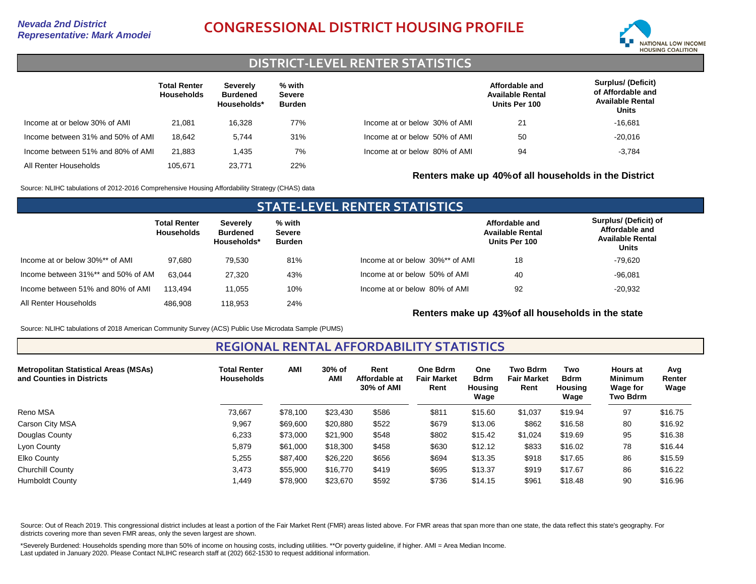*Nevada 2nd District*
*Representative: Mark Amodei*

# CONGRESSIONAL DISTRICT HOUSING PROFILE

NATIONAL LOW INCOME HOUSING COALITION

## DISTRICT-LEVEL RENTER STATISTICS

| | Total Renter Households | Severely Burdened Households* | % with Severe Burden |
|---|---|---|---|
| Income at or below 30% of AMI | 21,081 | 16,328 | 77% |
| Income between 31% and 50% of AMI | 18,642 | 5,744 | 31% |
| Income between 51% and 80% of AMI | 21,883 | 1,435 | 7% |
| All Renter Households | 105,671 | 23,771 | 22% |

| | Affordable and Available Rental Units Per 100 | Surplus/ (Deficit) of Affordable and Available Rental Units |
|---|---|---|
| Income at or below 30% of AMI | 21 | -16,681 |
| Income at or below 50% of AMI | 50 | -20,016 |
| Income at or below 80% of AMI | 94 | -3,784 |

**Renters make up 40% of all households in the District**

Source: NLIHC tabulations of 2012-2016 Comprehensive Housing Affordability Strategy (CHAS) data

## STATE-LEVEL RENTER STATISTICS

| | Total Renter Households | Severely Burdened Households* | % with Severe Burden |
|---|---|---|---|
| Income at or below 30%** of AMI | 97,680 | 79,530 | 81% |
| Income between 31%** and 50% of AM | 63,044 | 27,320 | 43% |
| Income between 51% and 80% of AMI | 113,494 | 11,055 | 10% |
| All Renter Households | 486,908 | 118,953 | 24% |

| | Affordable and Available Rental Units Per 100 | Surplus/ (Deficit) of Affordable and Available Rental Units |
|---|---|---|
| Income at or below 30%** of AMI | 18 | -79,620 |
| Income at or below 50% of AMI | 40 | -96,081 |
| Income at or below 80% of AMI | 92 | -20,932 |

**Renters make up 43% of all households in the state**

Source: NLIHC tabulations of 2018 American Community Survey (ACS) Public Use Microdata Sample (PUMS)

## REGIONAL RENTAL AFFORDABILITY STATISTICS

| Metropolitan Statistical Areas (MSAs) and Counties in Districts | Total Renter Households | AMI | 30% of AMI | Rent Affordable at 30% of AMI | One Bdrm Fair Market Rent | One Bdrm Housing Wage | Two Bdrm Fair Market Rent | Two Bdrm Housing Wage | Hours at Minimum Wage for Two Bdrm | Avg Renter Wage |
|---|---|---|---|---|---|---|---|---|---|---|
| Reno MSA | 73,667 | $78,100 | $23,430 | $586 | $811 | $15.60 | $1,037 | $19.94 | 97 | $16.75 |
| Carson City MSA | 9,967 | $69,600 | $20,880 | $522 | $679 | $13.06 | $862 | $16.58 | 80 | $16.92 |
| Douglas County | 6,233 | $73,000 | $21,900 | $548 | $802 | $15.42 | $1,024 | $19.69 | 95 | $16.38 |
| Lyon County | 5,879 | $61,000 | $18,300 | $458 | $630 | $12.12 | $833 | $16.02 | 78 | $16.44 |
| Elko County | 5,255 | $87,400 | $26,220 | $656 | $694 | $13.35 | $918 | $17.65 | 86 | $15.59 |
| Churchill County | 3,473 | $55,900 | $16,770 | $419 | $695 | $13.37 | $919 | $17.67 | 86 | $16.22 |
| Humboldt County | 1,449 | $78,900 | $23,670 | $592 | $736 | $14.15 | $961 | $18.48 | 90 | $16.96 |

Source: Out of Reach 2019. This congressional district includes at least a portion of the Fair Market Rent (FMR) areas listed above. For FMR areas that span more than one state, the data reflect this state's geography. For districts covering more than seven FMR areas, only the seven largest are shown.

*Severely Burdened: Households spending more than 50% of income on housing costs, including utilities. **Or poverty guideline, if higher. AMI = Area Median Income.
Last updated in January 2020. Please Contact NLIHC research staff at (202) 662-1530 to request additional information.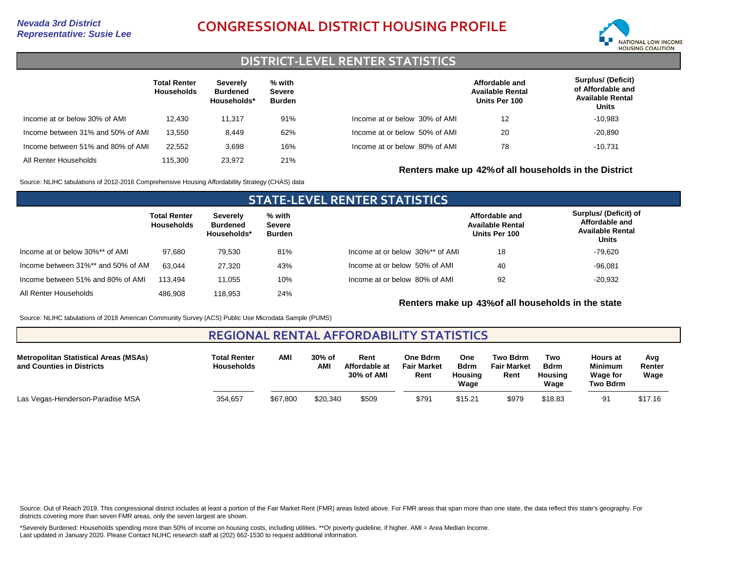*Nevada 3rd District*
*Representative: Susie Lee*

# CONGRESSIONAL DISTRICT HOUSING PROFILE

NATIONAL LOW INCOME HOUSING COALITION

## DISTRICT-LEVEL RENTER STATISTICS

| | Total Renter Households | Severely Burdened Households* | % with Severe Burden |
|---|---|---|---|
| Income at or below 30% of AMI | 12,430 | 11,317 | 91% |
| Income between 31% and 50% of AMI | 13,550 | 8,449 | 62% |
| Income between 51% and 80% of AMI | 22,552 | 3,698 | 16% |
| All Renter Households | 115,300 | 23,972 | 21% |

| | Affordable and Available Rental Units Per 100 | Surplus/ (Deficit) of Affordable and Available Rental Units |
|---|---|---|
| Income at or below 30% of AMI | 12 | -10,983 |
| Income at or below 50% of AMI | 20 | -20,890 |
| Income at or below 80% of AMI | 78 | -10,731 |

**Renters make up 42% of all households in the District**

Source: NLIHC tabulations of 2012-2016 Comprehensive Housing Affordability Strategy (CHAS) data

## STATE-LEVEL RENTER STATISTICS

| | Total Renter Households | Severely Burdened Households* | % with Severe Burden |
|---|---|---|---|
| Income at or below 30%** of AMI | 97,680 | 79,530 | 81% |
| Income between 31%** and 50% of AM | 63,044 | 27,320 | 43% |
| Income between 51% and 80% of AMI | 113,494 | 11,055 | 10% |
| All Renter Households | 486,908 | 118,953 | 24% |

| | Affordable and Available Rental Units Per 100 | Surplus/ (Deficit) of Affordable and Available Rental Units |
|---|---|---|
| Income at or below 30%** of AMI | 18 | -79,620 |
| Income at or below 50% of AMI | 40 | -96,081 |
| Income at or below 80% of AMI | 92 | -20,932 |

**Renters make up 43% of all households in the state**

Source: NLIHC tabulations of 2018 American Community Survey (ACS) Public Use Microdata Sample (PUMS)

## REGIONAL RENTAL AFFORDABILITY STATISTICS

| Metropolitan Statistical Areas (MSAs) and Counties in Districts | Total Renter Households | AMI | 30% of AMI | Rent Affordable at 30% of AMI | One Bdrm Fair Market Rent | One Bdrm Housing Wage | Two Bdrm Fair Market Rent | Two Bdrm Housing Wage | Hours at Minimum Wage for Two Bdrm | Avg Renter Wage |
|---|---|---|---|---|---|---|---|---|---|---|
| Las Vegas-Henderson-Paradise MSA | 354,657 | $67,800 | $20,340 | $509 | $791 | $15.21 | $979 | $18.83 | 91 | $17.16 |

Source: Out of Reach 2019. This congressional district includes at least a portion of the Fair Market Rent (FMR) areas listed above. For FMR areas that span more than one state, the data reflect this state's geography. For districts covering more than seven FMR areas, only the seven largest are shown.

*Severely Burdened: Households spending more than 50% of income on housing costs, including utilities. **Or poverty guideline, if higher. AMI = Area Median Income.
Last updated in January 2020. Please Contact NLIHC research staff at (202) 662-1530 to request additional information.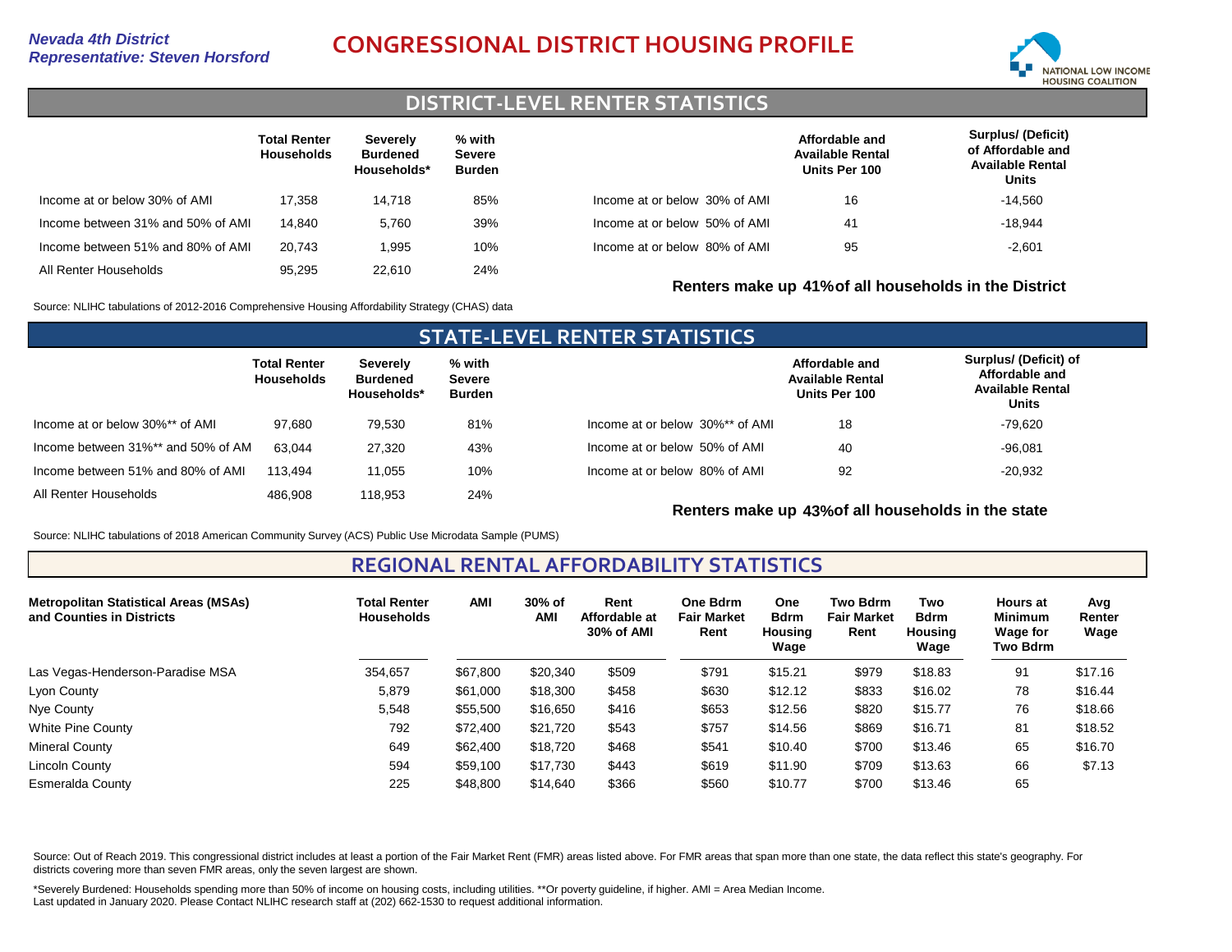*Nevada 4th District*
*Representative: Steven Horsford*

# CONGRESSIONAL DISTRICT HOUSING PROFILE

NATIONAL LOW INCOME HOUSING COALITION

## DISTRICT-LEVEL RENTER STATISTICS

| | Total Renter Households | Severely Burdened Households* | % with Severe Burden |
|---|---|---|---|
| Income at or below 30% of AMI | 17,358 | 14,718 | 85% |
| Income between 31% and 50% of AMI | 14,840 | 5,760 | 39% |
| Income between 51% and 80% of AMI | 20,743 | 1,995 | 10% |
| All Renter Households | 95,295 | 22,610 | 24% |

| | Affordable and Available Rental Units Per 100 | Surplus/ (Deficit) of Affordable and Available Rental Units |
|---|---|---|
| Income at or below 30% of AMI | 16 | -14,560 |
| Income at or below 50% of AMI | 41 | -18,944 |
| Income at or below 80% of AMI | 95 | -2,601 |

**Renters make up 41% of all households in the District**

Source: NLIHC tabulations of 2012-2016 Comprehensive Housing Affordability Strategy (CHAS) data

## STATE-LEVEL RENTER STATISTICS

| | Total Renter Households | Severely Burdened Households* | % with Severe Burden |
|---|---|---|---|
| Income at or below 30%** of AMI | 97,680 | 79,530 | 81% |
| Income between 31%** and 50% of AMI | 63,044 | 27,320 | 43% |
| Income between 51% and 80% of AMI | 113,494 | 11,055 | 10% |
| All Renter Households | 486,908 | 118,953 | 24% |

| | Affordable and Available Rental Units Per 100 | Surplus/ (Deficit) of Affordable and Available Rental Units |
|---|---|---|
| Income at or below 30%** of AMI | 18 | -79,620 |
| Income at or below 50% of AMI | 40 | -96,081 |
| Income at or below 80% of AMI | 92 | -20,932 |

**Renters make up 43% of all households in the state**

Source: NLIHC tabulations of 2018 American Community Survey (ACS) Public Use Microdata Sample (PUMS)

## REGIONAL RENTAL AFFORDABILITY STATISTICS

| Metropolitan Statistical Areas (MSAs) and Counties in Districts | Total Renter Households | AMI | 30% of AMI | Rent Affordable at 30% of AMI | One Bdrm Fair Market Rent | One Bdrm Housing Wage | Two Bdrm Fair Market Rent | Two Bdrm Housing Wage | Hours at Minimum Wage for Two Bdrm | Avg Renter Wage |
|---|---|---|---|---|---|---|---|---|---|---|
| Las Vegas-Henderson-Paradise MSA | 354,657 | $67,800 | $20,340 | $509 | $791 | $15.21 | $979 | $18.83 | 91 | $17.16 |
| Lyon County | 5,879 | $61,000 | $18,300 | $458 | $630 | $12.12 | $833 | $16.02 | 78 | $16.44 |
| Nye County | 5,548 | $55,500 | $16,650 | $416 | $653 | $12.56 | $820 | $15.77 | 76 | $18.66 |
| White Pine County | 792 | $72,400 | $21,720 | $543 | $757 | $14.56 | $869 | $16.71 | 81 | $18.52 |
| Mineral County | 649 | $62,400 | $18,720 | $468 | $541 | $10.40 | $700 | $13.46 | 65 | $16.70 |
| Lincoln County | 594 | $59,100 | $17,730 | $443 | $619 | $11.90 | $709 | $13.63 | 66 | $7.13 |
| Esmeralda County | 225 | $48,800 | $14,640 | $366 | $560 | $10.77 | $700 | $13.46 | 65 | |

Source: Out of Reach 2019. This congressional district includes at least a portion of the Fair Market Rent (FMR) areas listed above. For FMR areas that span more than one state, the data reflect this state's geography. For districts covering more than seven FMR areas, only the seven largest are shown.

*Severely Burdened: Households spending more than 50% of income on housing costs, including utilities. **Or poverty guideline, if higher. AMI = Area Median Income.
Last updated in January 2020. Please Contact NLIHC research staff at (202) 662-1530 to request additional information.